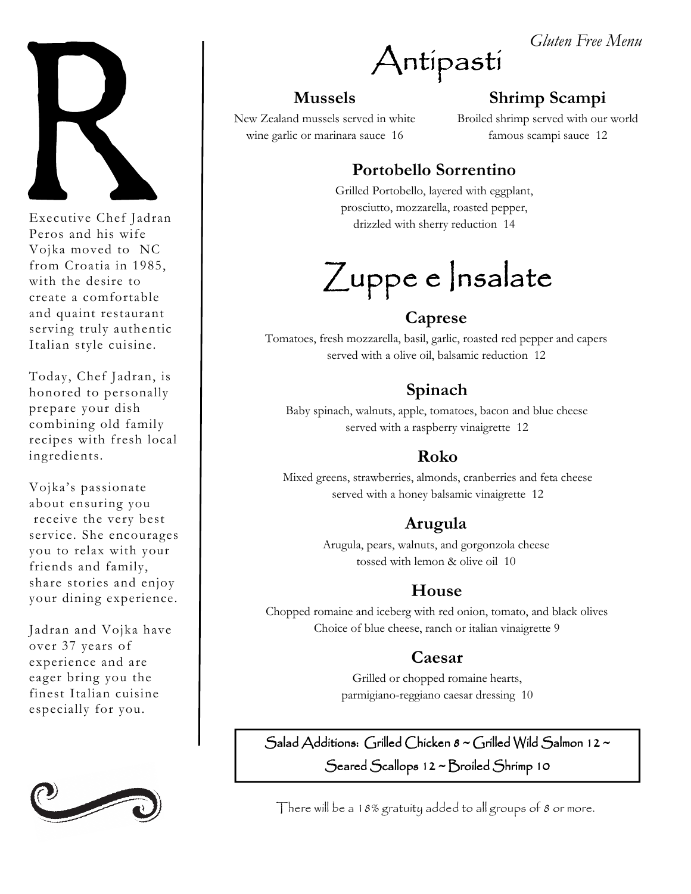*Gluten Free Menu*

# R

Executive Chef Jadran Peros and his wife Vojka moved to NC from Croatia in 1985, with the desire to create a comfortable and quaint restaurant serving truly authentic Italian style cuisine.

Today, Chef Jadran, is honored to personally prepare your dish combining old family recipes with fresh local ingredients.

Vojka's passionate about ensuring you receive the very best service. She encourages you to relax with your friends and family, share stories and enjoy your dining experience.

Jadran and Vojka have over 37 years of experience and are eager bring you the finest Italian cuisine especially for you.

# Antipasti

### Mussels

New Zealand mussels served in white wine garlic or marinara sauce 16

### Shrimp Scampi

Broiled shrimp served with our world famous scampi sauce 12

### Portobello Sorrentino

Grilled Portobello, layered with eggplant, prosciutto, mozzarella, roasted pepper, drizzled with sherry reduction 14

# Zuppe e Insalate

### Caprese

Tomatoes, fresh mozzarella, basil, garlic, roasted red pepper and capers served with a olive oil, balsamic reduction 12

### Spinach

Baby spinach, walnuts, apple, tomatoes, bacon and blue cheese served with a raspberry vinaigrette 12

### Roko

Mixed greens, strawberries, almonds, cranberries and feta cheese served with a honey balsamic vinaigrette 12

### Arugula

Arugula, pears, walnuts, and gorgonzola cheese tossed with lemon & olive oil 10

### House

Chopped romaine and iceberg with red onion, tomato, and black olives Choice of blue cheese, ranch or italian vinaigrette 9

### Caesar

Grilled or chopped romaine hearts, parmigiano-reggiano caesar dressing 10

Salad Additions: Grilled Chicken 8 ~ Grilled Wild Salmon 12 ~ Seared Scallops 12 ~ Broiled Shrimp 10

There will be a 18% gratuity added to all groups of 8 or more.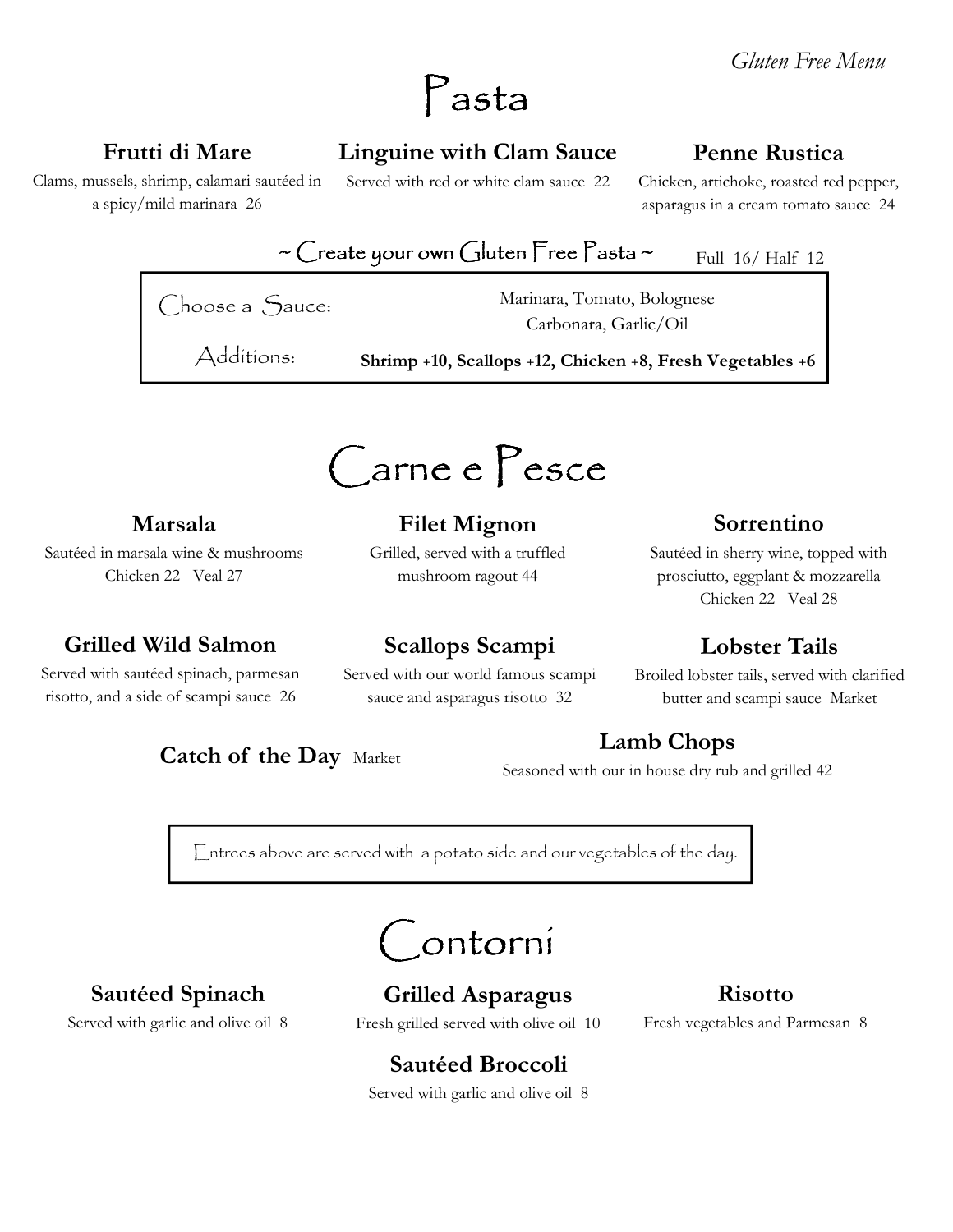*Gluten Free Menu*

# Pasta

### Frutti di Mare

Clams, mussels, shrimp, calamari sautéed in a spicy/mild marinara 26

### Linguine with Clam Sauce

Served with red or white clam sauce 22

### Penne Rustica

Chicken, artichoke, roasted red pepper, asparagus in a cream tomato sauce 24

## ~ Create your own Gluten Free Pasta ~

Full 16/ Half 12

| | |
|---|---|
| Choose a Sauce: | Marinara, Tomato, Bolognese<br>Carbonara, Garlic/Oil |
| Additions: | **Shrimp +10, Scallops +12, Chicken +8, Fresh Vegetables +6** |

# Carne e Pesce

### Marsala

Sautéed in marsala wine & mushrooms
Chicken 22 Veal 27

### Filet Mignon

Grilled, served with a truffled mushroom ragout 44

### Sorrentino

Sautéed in sherry wine, topped with prosciutto, eggplant & mozzarella
Chicken 22 Veal 28

### Grilled Wild Salmon

Served with sautéed spinach, parmesan risotto, and a side of scampi sauce 26

### Scallops Scampi

Served with our world famous scampi sauce and asparagus risotto 32

### Lobster Tails

Broiled lobster tails, served with clarified butter and scampi sauce Market

### Catch of the Day

Market

### Lamb Chops

Seasoned with our in house dry rub and grilled 42

Entrees above are served with a potato side and our vegetables of the day.

# Contorni

### Sautéed Spinach

Served with garlic and olive oil 8

### Grilled Asparagus

Fresh grilled served with olive oil 10

### Risotto

Fresh vegetables and Parmesan 8

### Sautéed Broccoli

Served with garlic and olive oil 8